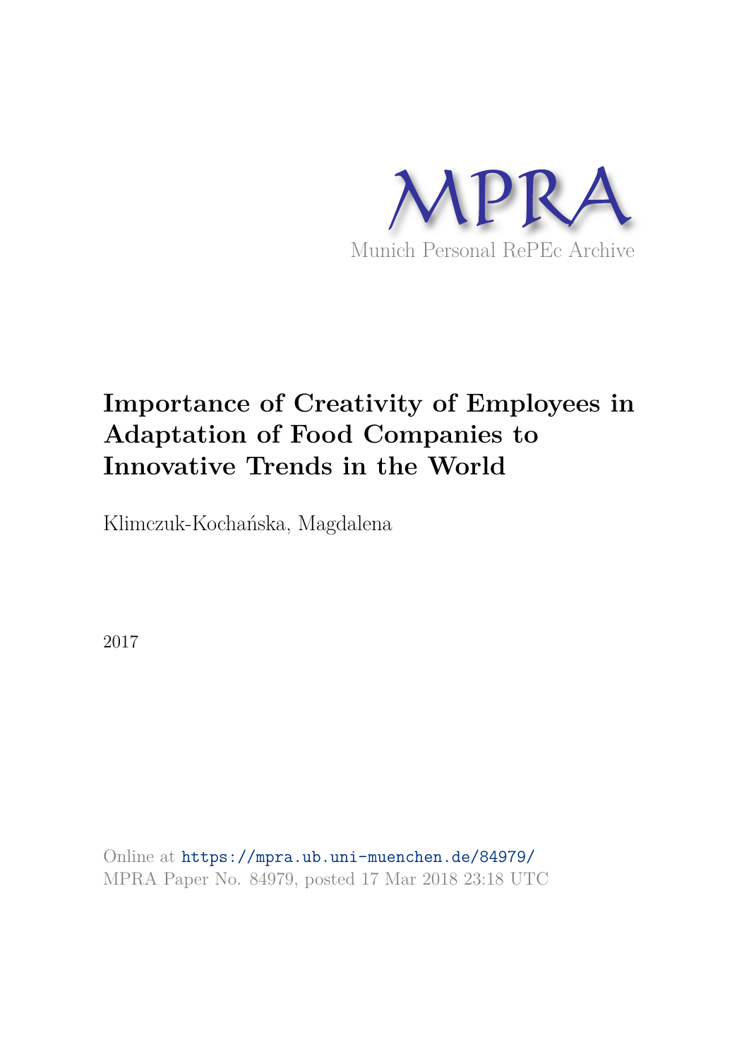MPRA

Munich Personal RePEc Archive

# Importance of Creativity of Employees in Adaptation of Food Companies to Innovative Trends in the World

Klimczuk-Kochańska, Magdalena

2017

Online at https://mpra.ub.uni-muenchen.de/84979/
MPRA Paper No. 84979, posted 17 Mar 2018 23:18 UTC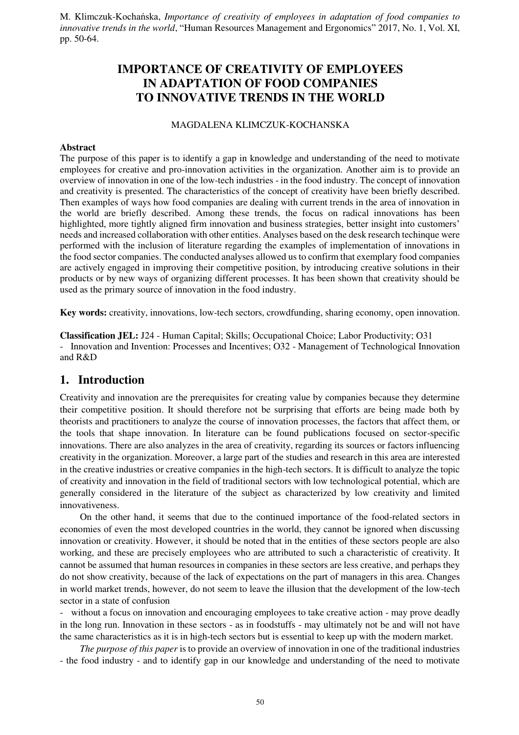M. Klimczuk-Kochańska, *Importance of creativity of employees in adaptation of food companies to innovative trends in the world*, "Human Resources Management and Ergonomics" 2017, No. 1, Vol. XI, pp. 50-64.

# IMPORTANCE OF CREATIVITY OF EMPLOYEES IN ADAPTATION OF FOOD COMPANIES TO INNOVATIVE TRENDS IN THE WORLD

MAGDALENA KLIMCZUK-KOCHANSKA

**Abstract**

The purpose of this paper is to identify a gap in knowledge and understanding of the need to motivate employees for creative and pro-innovation activities in the organization. Another aim is to provide an overview of innovation in one of the low-tech industries - in the food industry. The concept of innovation and creativity is presented. The characteristics of the concept of creativity have been briefly described. Then examples of ways how food companies are dealing with current trends in the area of innovation in the world are briefly described. Among these trends, the focus on radical innovations has been highlighted, more tightly aligned firm innovation and business strategies, better insight into customers' needs and increased collaboration with other entities. Analyses based on the desk research techinque were performed with the inclusion of literature regarding the examples of implementation of innovations in the food sector companies. The conducted analyses allowed us to confirm that exemplary food companies are actively engaged in improving their competitive position, by introducing creative solutions in their products or by new ways of organizing different processes. It has been shown that creativity should be used as the primary source of innovation in the food industry.

**Key words:** creativity, innovations, low-tech sectors, crowdfunding, sharing economy, open innovation.

**Classification JEL:** J24 - Human Capital; Skills; Occupational Choice; Labor Productivity; O31 - Innovation and Invention: Processes and Incentives; O32 - Management of Technological Innovation and R&D

## 1. Introduction

Creativity and innovation are the prerequisites for creating value by companies because they determine their competitive position. It should therefore not be surprising that efforts are being made both by theorists and practitioners to analyze the course of innovation processes, the factors that affect them, or the tools that shape innovation. In literature can be found publications focused on sector-specific innovations. There are also analyzes in the area of creativity, regarding its sources or factors influencing creativity in the organization. Moreover, a large part of the studies and research in this area are interested in the creative industries or creative companies in the high-tech sectors. It is difficult to analyze the topic of creativity and innovation in the field of traditional sectors with low technological potential, which are generally considered in the literature of the subject as characterized by low creativity and limited innovativeness.

On the other hand, it seems that due to the continued importance of the food-related sectors in economies of even the most developed countries in the world, they cannot be ignored when discussing innovation or creativity. However, it should be noted that in the entities of these sectors people are also working, and these are precisely employees who are attributed to such a characteristic of creativity. It cannot be assumed that human resources in companies in these sectors are less creative, and perhaps they do not show creativity, because of the lack of expectations on the part of managers in this area. Changes in world market trends, however, do not seem to leave the illusion that the development of the low-tech sector in a state of confusion

- without a focus on innovation and encouraging employees to take creative action - may prove deadly in the long run. Innovation in these sectors - as in foodstuffs - may ultimately not be and will not have the same characteristics as it is in high-tech sectors but is essential to keep up with the modern market.

*The purpose of this paper* is to provide an overview of innovation in one of the traditional industries - the food industry - and to identify gap in our knowledge and understanding of the need to motivate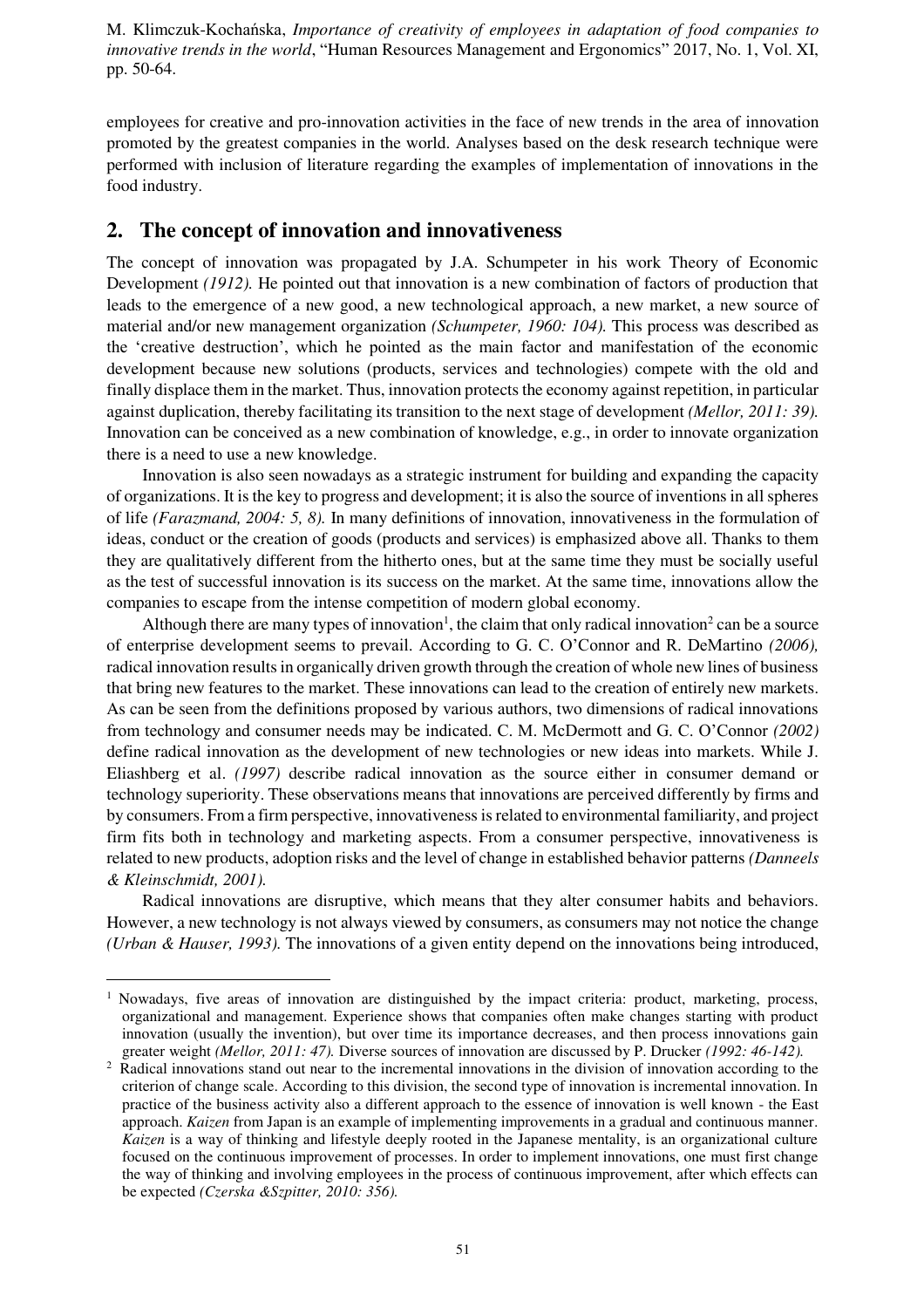employees for creative and pro-innovation activities in the face of new trends in the area of innovation promoted by the greatest companies in the world. Analyses based on the desk research technique were performed with inclusion of literature regarding the examples of implementation of innovations in the food industry.

## 2. The concept of innovation and innovativeness

The concept of innovation was propagated by J.A. Schumpeter in his work Theory of Economic Development *(1912).* He pointed out that innovation is a new combination of factors of production that leads to the emergence of a new good, a new technological approach, a new market, a new source of material and/or new management organization *(Schumpeter, 1960: 104).* This process was described as the 'creative destruction', which he pointed as the main factor and manifestation of the economic development because new solutions (products, services and technologies) compete with the old and finally displace them in the market. Thus, innovation protects the economy against repetition, in particular against duplication, thereby facilitating its transition to the next stage of development *(Mellor, 2011: 39).* Innovation can be conceived as a new combination of knowledge, e.g., in order to innovate organization there is a need to use a new knowledge.

Innovation is also seen nowadays as a strategic instrument for building and expanding the capacity of organizations. It is the key to progress and development; it is also the source of inventions in all spheres of life *(Farazmand, 2004: 5, 8).* In many definitions of innovation, innovativeness in the formulation of ideas, conduct or the creation of goods (products and services) is emphasized above all. Thanks to them they are qualitatively different from the hitherto ones, but at the same time they must be socially useful as the test of successful innovation is its success on the market. At the same time, innovations allow the companies to escape from the intense competition of modern global economy.

Although there are many types of innovation[1], the claim that only radical innovation[2] can be a source of enterprise development seems to prevail. According to G. C. O'Connor and R. DeMartino *(2006),* radical innovation results in organically driven growth through the creation of whole new lines of business that bring new features to the market. These innovations can lead to the creation of entirely new markets. As can be seen from the definitions proposed by various authors, two dimensions of radical innovations from technology and consumer needs may be indicated. C. M. McDermott and G. C. O'Connor *(2002)* define radical innovation as the development of new technologies or new ideas into markets. While J. Eliashberg et al. *(1997)* describe radical innovation as the source either in consumer demand or technology superiority. These observations means that innovations are perceived differently by firms and by consumers. From a firm perspective, innovativeness is related to environmental familiarity, and project firm fits both in technology and marketing aspects. From a consumer perspective, innovativeness is related to new products, adoption risks and the level of change in established behavior patterns *(Danneels & Kleinschmidt, 2001).*

Radical innovations are disruptive, which means that they alter consumer habits and behaviors. However, a new technology is not always viewed by consumers, as consumers may not notice the change *(Urban & Hauser, 1993).* The innovations of a given entity depend on the innovations being introduced,

---

[1] Nowadays, five areas of innovation are distinguished by the impact criteria: product, marketing, process, organizational and management. Experience shows that companies often make changes starting with product innovation (usually the invention), but over time its importance decreases, and then process innovations gain greater weight *(Mellor, 2011: 47).* Diverse sources of innovation are discussed by P. Drucker *(1992: 46-142).*

[2] Radical innovations stand out near to the incremental innovations in the division of innovation according to the criterion of change scale. According to this division, the second type of innovation is incremental innovation. In practice of the business activity also a different approach to the essence of innovation is well known - the East approach. *Kaizen* from Japan is an example of implementing improvements in a gradual and continuous manner. *Kaizen* is a way of thinking and lifestyle deeply rooted in the Japanese mentality, is an organizational culture focused on the continuous improvement of processes. In order to implement innovations, one must first change the way of thinking and involving employees in the process of continuous improvement, after which effects can be expected *(Czerska &Szpitter, 2010: 356).*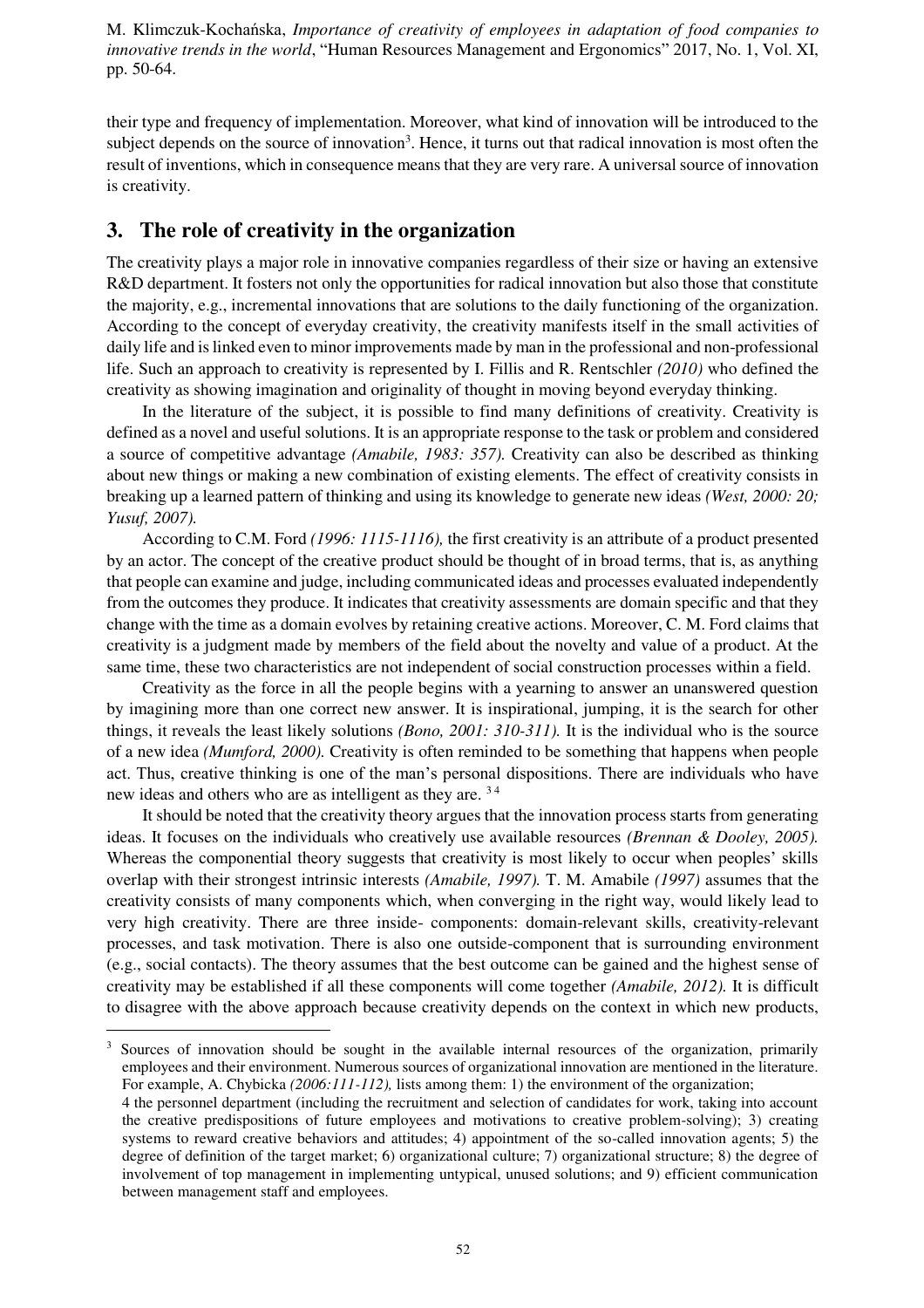their type and frequency of implementation. Moreover, what kind of innovation will be introduced to the subject depends on the source of innovation[3]. Hence, it turns out that radical innovation is most often the result of inventions, which in consequence means that they are very rare. A universal source of innovation is creativity.

## 3. The role of creativity in the organization

The creativity plays a major role in innovative companies regardless of their size or having an extensive R&D department. It fosters not only the opportunities for radical innovation but also those that constitute the majority, e.g., incremental innovations that are solutions to the daily functioning of the organization. According to the concept of everyday creativity, the creativity manifests itself in the small activities of daily life and is linked even to minor improvements made by man in the professional and non-professional life. Such an approach to creativity is represented by I. Fillis and R. Rentschler *(2010)* who defined the creativity as showing imagination and originality of thought in moving beyond everyday thinking.

In the literature of the subject, it is possible to find many definitions of creativity. Creativity is defined as a novel and useful solutions. It is an appropriate response to the task or problem and considered a source of competitive advantage *(Amabile, 1983: 357).* Creativity can also be described as thinking about new things or making a new combination of existing elements. The effect of creativity consists in breaking up a learned pattern of thinking and using its knowledge to generate new ideas *(West, 2000: 20; Yusuf, 2007).*

According to C.M. Ford *(1996: 1115-1116),* the first creativity is an attribute of a product presented by an actor. The concept of the creative product should be thought of in broad terms, that is, as anything that people can examine and judge, including communicated ideas and processes evaluated independently from the outcomes they produce. It indicates that creativity assessments are domain specific and that they change with the time as a domain evolves by retaining creative actions. Moreover, C. M. Ford claims that creativity is a judgment made by members of the field about the novelty and value of a product. At the same time, these two characteristics are not independent of social construction processes within a field.

Creativity as the force in all the people begins with a yearning to answer an unanswered question by imagining more than one correct new answer. It is inspirational, jumping, it is the search for other things, it reveals the least likely solutions *(Bono, 2001: 310-311).* It is the individual who is the source of a new idea *(Mumford, 2000).* Creativity is often reminded to be something that happens when people act. Thus, creative thinking is one of the man's personal dispositions. There are individuals who have new ideas and others who are as intelligent as they are. [3 4]

It should be noted that the creativity theory argues that the innovation process starts from generating ideas. It focuses on the individuals who creatively use available resources *(Brennan & Dooley, 2005).* Whereas the componential theory suggests that creativity is most likely to occur when peoples' skills overlap with their strongest intrinsic interests *(Amabile, 1997).* T. M. Amabile *(1997)* assumes that the creativity consists of many components which, when converging in the right way, would likely lead to very high creativity. There are three inside- components: domain-relevant skills, creativity-relevant processes, and task motivation. There is also one outside-component that is surrounding environment (e.g., social contacts). The theory assumes that the best outcome can be gained and the highest sense of creativity may be established if all these components will come together *(Amabile, 2012).* It is difficult to disagree with the above approach because creativity depends on the context in which new products,

---

[3] Sources of innovation should be sought in the available internal resources of the organization, primarily employees and their environment. Numerous sources of organizational innovation are mentioned in the literature. For example, A. Chybicka *(2006:111-112),* lists among them: 1) the environment of the organization;
4 the personnel department (including the recruitment and selection of candidates for work, taking into account the creative predispositions of future employees and motivations to creative problem-solving); 3) creating systems to reward creative behaviors and attitudes; 4) appointment of the so-called innovation agents; 5) the degree of definition of the target market; 6) organizational culture; 7) organizational structure; 8) the degree of involvement of top management in implementing untypical, unused solutions; and 9) efficient communication between management staff and employees.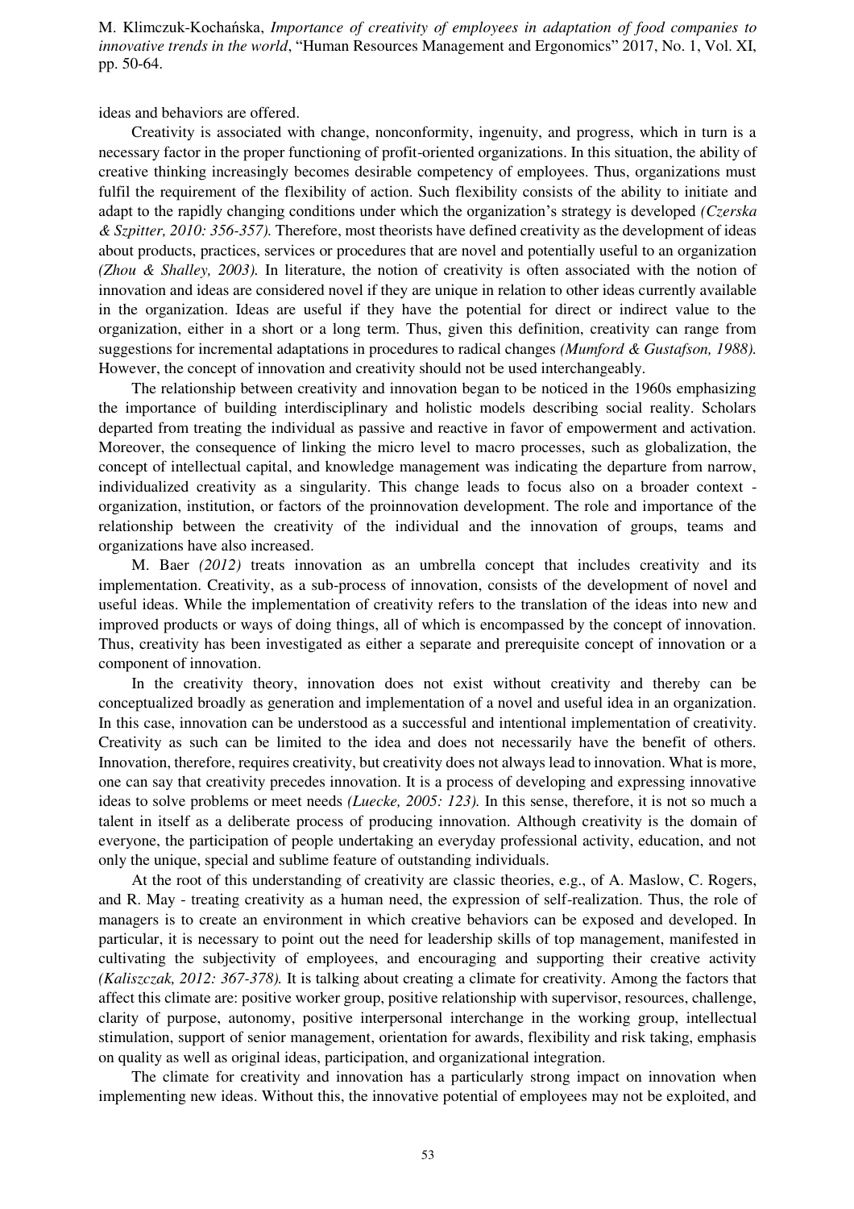ideas and behaviors are offered.

Creativity is associated with change, nonconformity, ingenuity, and progress, which in turn is a necessary factor in the proper functioning of profit-oriented organizations. In this situation, the ability of creative thinking increasingly becomes desirable competency of employees. Thus, organizations must fulfil the requirement of the flexibility of action. Such flexibility consists of the ability to initiate and adapt to the rapidly changing conditions under which the organization's strategy is developed *(Czerska & Szpitter, 2010: 356-357).* Therefore, most theorists have defined creativity as the development of ideas about products, practices, services or procedures that are novel and potentially useful to an organization *(Zhou & Shalley, 2003).* In literature, the notion of creativity is often associated with the notion of innovation and ideas are considered novel if they are unique in relation to other ideas currently available in the organization. Ideas are useful if they have the potential for direct or indirect value to the organization, either in a short or a long term. Thus, given this definition, creativity can range from suggestions for incremental adaptations in procedures to radical changes *(Mumford & Gustafson, 1988).* However, the concept of innovation and creativity should not be used interchangeably.

The relationship between creativity and innovation began to be noticed in the 1960s emphasizing the importance of building interdisciplinary and holistic models describing social reality. Scholars departed from treating the individual as passive and reactive in favor of empowerment and activation. Moreover, the consequence of linking the micro level to macro processes, such as globalization, the concept of intellectual capital, and knowledge management was indicating the departure from narrow, individualized creativity as a singularity. This change leads to focus also on a broader context - organization, institution, or factors of the proinnovation development. The role and importance of the relationship between the creativity of the individual and the innovation of groups, teams and organizations have also increased.

M. Baer *(2012)* treats innovation as an umbrella concept that includes creativity and its implementation. Creativity, as a sub-process of innovation, consists of the development of novel and useful ideas. While the implementation of creativity refers to the translation of the ideas into new and improved products or ways of doing things, all of which is encompassed by the concept of innovation. Thus, creativity has been investigated as either a separate and prerequisite concept of innovation or a component of innovation.

In the creativity theory, innovation does not exist without creativity and thereby can be conceptualized broadly as generation and implementation of a novel and useful idea in an organization. In this case, innovation can be understood as a successful and intentional implementation of creativity. Creativity as such can be limited to the idea and does not necessarily have the benefit of others. Innovation, therefore, requires creativity, but creativity does not always lead to innovation. What is more, one can say that creativity precedes innovation. It is a process of developing and expressing innovative ideas to solve problems or meet needs *(Luecke, 2005: 123).* In this sense, therefore, it is not so much a talent in itself as a deliberate process of producing innovation. Although creativity is the domain of everyone, the participation of people undertaking an everyday professional activity, education, and not only the unique, special and sublime feature of outstanding individuals.

At the root of this understanding of creativity are classic theories, e.g., of A. Maslow, C. Rogers, and R. May - treating creativity as a human need, the expression of self-realization. Thus, the role of managers is to create an environment in which creative behaviors can be exposed and developed. In particular, it is necessary to point out the need for leadership skills of top management, manifested in cultivating the subjectivity of employees, and encouraging and supporting their creative activity *(Kaliszczak, 2012: 367-378).* It is talking about creating a climate for creativity. Among the factors that affect this climate are: positive worker group, positive relationship with supervisor, resources, challenge, clarity of purpose, autonomy, positive interpersonal interchange in the working group, intellectual stimulation, support of senior management, orientation for awards, flexibility and risk taking, emphasis on quality as well as original ideas, participation, and organizational integration.

The climate for creativity and innovation has a particularly strong impact on innovation when implementing new ideas. Without this, the innovative potential of employees may not be exploited, and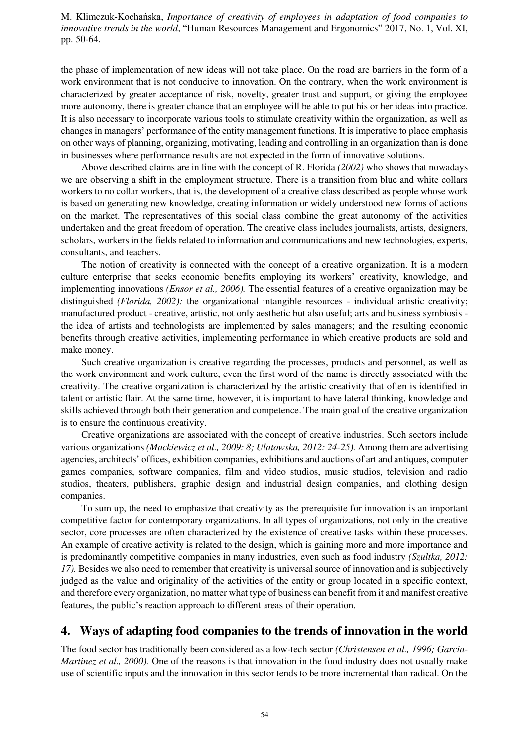the phase of implementation of new ideas will not take place. On the road are barriers in the form of a work environment that is not conducive to innovation. On the contrary, when the work environment is characterized by greater acceptance of risk, novelty, greater trust and support, or giving the employee more autonomy, there is greater chance that an employee will be able to put his or her ideas into practice. It is also necessary to incorporate various tools to stimulate creativity within the organization, as well as changes in managers' performance of the entity management functions. It is imperative to place emphasis on other ways of planning, organizing, motivating, leading and controlling in an organization than is done in businesses where performance results are not expected in the form of innovative solutions.

Above described claims are in line with the concept of R. Florida *(2002)* who shows that nowadays we are observing a shift in the employment structure. There is a transition from blue and white collars workers to no collar workers, that is, the development of a creative class described as people whose work is based on generating new knowledge, creating information or widely understood new forms of actions on the market. The representatives of this social class combine the great autonomy of the activities undertaken and the great freedom of operation. The creative class includes journalists, artists, designers, scholars, workers in the fields related to information and communications and new technologies, experts, consultants, and teachers.

The notion of creativity is connected with the concept of a creative organization. It is a modern culture enterprise that seeks economic benefits employing its workers' creativity, knowledge, and implementing innovations *(Ensor et al., 2006).* The essential features of a creative organization may be distinguished *(Florida, 2002):* the organizational intangible resources - individual artistic creativity; manufactured product - creative, artistic, not only aesthetic but also useful; arts and business symbiosis - the idea of artists and technologists are implemented by sales managers; and the resulting economic benefits through creative activities, implementing performance in which creative products are sold and make money.

Such creative organization is creative regarding the processes, products and personnel, as well as the work environment and work culture, even the first word of the name is directly associated with the creativity. The creative organization is characterized by the artistic creativity that often is identified in talent or artistic flair. At the same time, however, it is important to have lateral thinking, knowledge and skills achieved through both their generation and competence. The main goal of the creative organization is to ensure the continuous creativity.

Creative organizations are associated with the concept of creative industries. Such sectors include various organizations *(Mackiewicz et al., 2009: 8; Ulatowska, 2012: 24-25).* Among them are advertising agencies, architects' offices, exhibition companies, exhibitions and auctions of art and antiques, computer games companies, software companies, film and video studios, music studios, television and radio studios, theaters, publishers, graphic design and industrial design companies, and clothing design companies.

To sum up, the need to emphasize that creativity as the prerequisite for innovation is an important competitive factor for contemporary organizations. In all types of organizations, not only in the creative sector, core processes are often characterized by the existence of creative tasks within these processes. An example of creative activity is related to the design, which is gaining more and more importance and is predominantly competitive companies in many industries, even such as food industry *(Szultka, 2012: 17).* Besides we also need to remember that creativity is universal source of innovation and is subjectively judged as the value and originality of the activities of the entity or group located in a specific context, and therefore every organization, no matter what type of business can benefit from it and manifest creative features, the public's reaction approach to different areas of their operation.

## 4. Ways of adapting food companies to the trends of innovation in the world

The food sector has traditionally been considered as a low-tech sector *(Christensen et al., 1996; Garcia-Martinez et al., 2000).* One of the reasons is that innovation in the food industry does not usually make use of scientific inputs and the innovation in this sector tends to be more incremental than radical. On the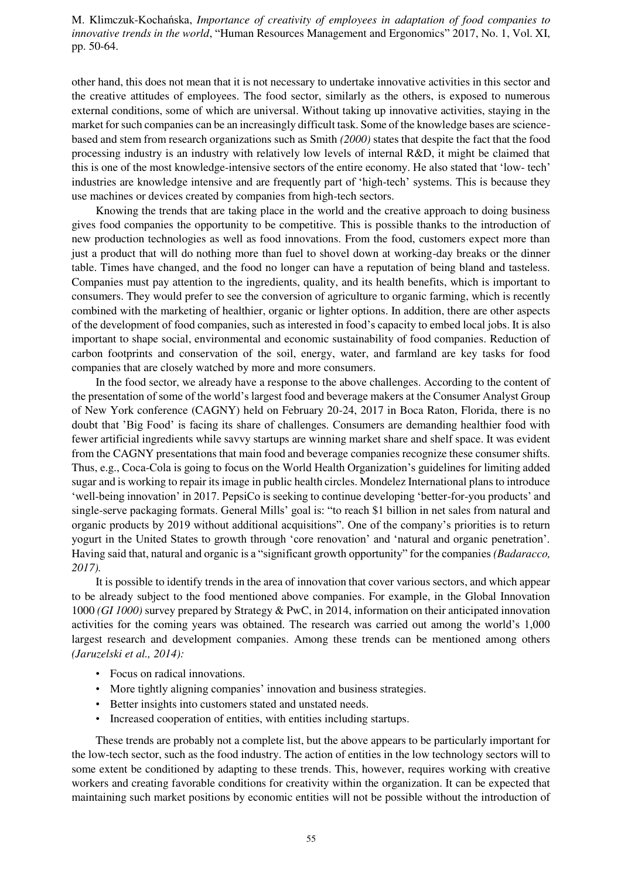other hand, this does not mean that it is not necessary to undertake innovative activities in this sector and the creative attitudes of employees. The food sector, similarly as the others, is exposed to numerous external conditions, some of which are universal. Without taking up innovative activities, staying in the market for such companies can be an increasingly difficult task. Some of the knowledge bases are science-based and stem from research organizations such as Smith *(2000)* states that despite the fact that the food processing industry is an industry with relatively low levels of internal R&D, it might be claimed that this is one of the most knowledge-intensive sectors of the entire economy. He also stated that 'low- tech' industries are knowledge intensive and are frequently part of 'high-tech' systems. This is because they use machines or devices created by companies from high-tech sectors.

Knowing the trends that are taking place in the world and the creative approach to doing business gives food companies the opportunity to be competitive. This is possible thanks to the introduction of new production technologies as well as food innovations. From the food, customers expect more than just a product that will do nothing more than fuel to shovel down at working-day breaks or the dinner table. Times have changed, and the food no longer can have a reputation of being bland and tasteless. Companies must pay attention to the ingredients, quality, and its health benefits, which is important to consumers. They would prefer to see the conversion of agriculture to organic farming, which is recently combined with the marketing of healthier, organic or lighter options. In addition, there are other aspects of the development of food companies, such as interested in food's capacity to embed local jobs. It is also important to shape social, environmental and economic sustainability of food companies. Reduction of carbon footprints and conservation of the soil, energy, water, and farmland are key tasks for food companies that are closely watched by more and more consumers.

In the food sector, we already have a response to the above challenges. According to the content of the presentation of some of the world's largest food and beverage makers at the Consumer Analyst Group of New York conference (CAGNY) held on February 20-24, 2017 in Boca Raton, Florida, there is no doubt that 'Big Food' is facing its share of challenges. Consumers are demanding healthier food with fewer artificial ingredients while savvy startups are winning market share and shelf space. It was evident from the CAGNY presentations that main food and beverage companies recognize these consumer shifts. Thus, e.g., Coca-Cola is going to focus on the World Health Organization's guidelines for limiting added sugar and is working to repair its image in public health circles. Mondelez International plans to introduce 'well-being innovation' in 2017. PepsiCo is seeking to continue developing 'better-for-you products' and single-serve packaging formats. General Mills' goal is: "to reach \$1 billion in net sales from natural and organic products by 2019 without additional acquisitions". One of the company's priorities is to return yogurt in the United States to growth through 'core renovation' and 'natural and organic penetration'. Having said that, natural and organic is a "significant growth opportunity" for the companies *(Badaracco, 2017).*

It is possible to identify trends in the area of innovation that cover various sectors, and which appear to be already subject to the food mentioned above companies. For example, in the Global Innovation 1000 *(GI 1000)* survey prepared by Strategy & PwC, in 2014, information on their anticipated innovation activities for the coming years was obtained. The research was carried out among the world's 1,000 largest research and development companies. Among these trends can be mentioned among others *(Jaruzelski et al., 2014):*

- Focus on radical innovations.
- More tightly aligning companies' innovation and business strategies.
- Better insights into customers stated and unstated needs.
- Increased cooperation of entities, with entities including startups.

These trends are probably not a complete list, but the above appears to be particularly important for the low-tech sector, such as the food industry. The action of entities in the low technology sectors will to some extent be conditioned by adapting to these trends. This, however, requires working with creative workers and creating favorable conditions for creativity within the organization. It can be expected that maintaining such market positions by economic entities will not be possible without the introduction of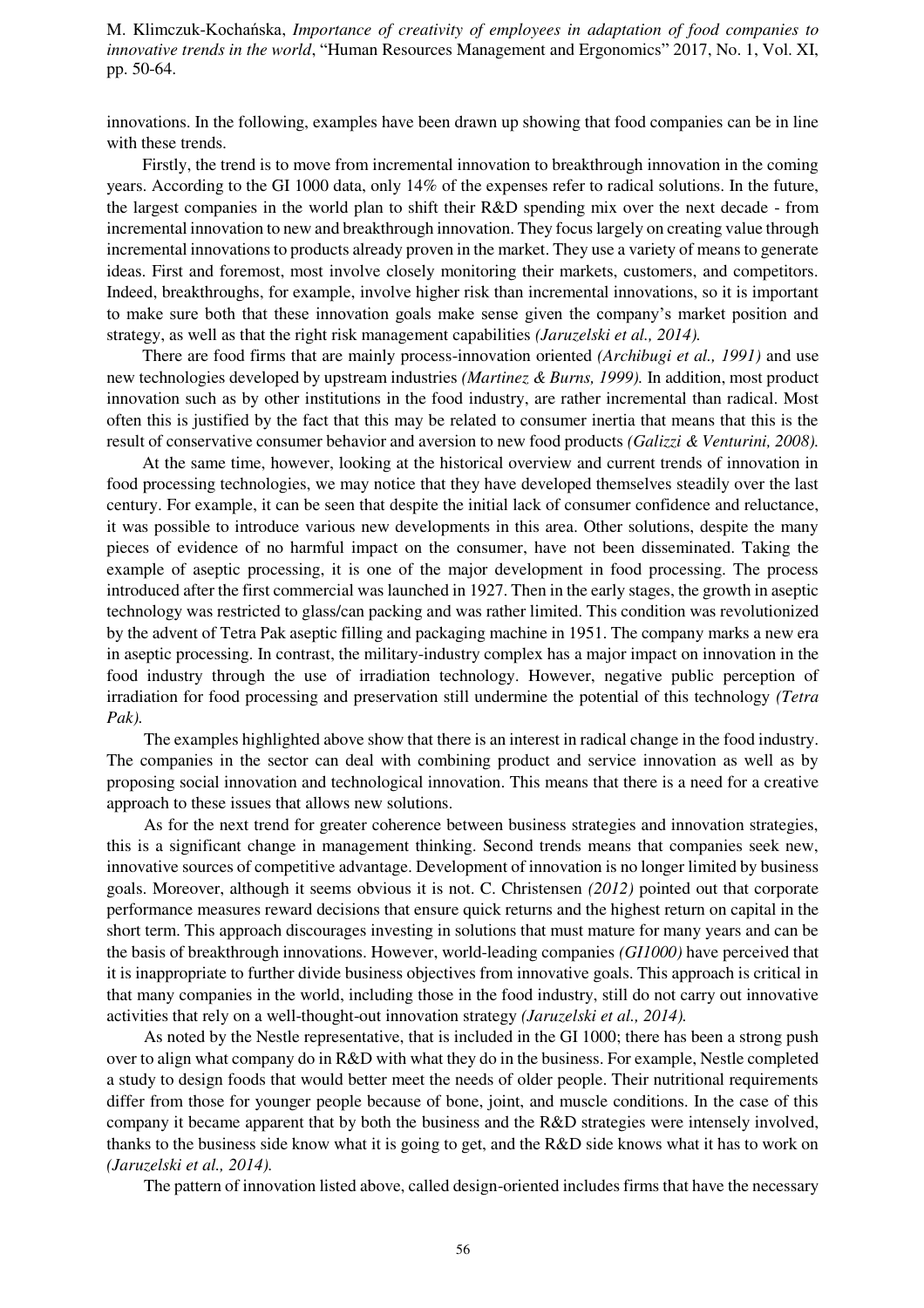innovations. In the following, examples have been drawn up showing that food companies can be in line with these trends.

Firstly, the trend is to move from incremental innovation to breakthrough innovation in the coming years. According to the GI 1000 data, only 14% of the expenses refer to radical solutions. In the future, the largest companies in the world plan to shift their R&D spending mix over the next decade - from incremental innovation to new and breakthrough innovation. They focus largely on creating value through incremental innovations to products already proven in the market. They use a variety of means to generate ideas. First and foremost, most involve closely monitoring their markets, customers, and competitors. Indeed, breakthroughs, for example, involve higher risk than incremental innovations, so it is important to make sure both that these innovation goals make sense given the company's market position and strategy, as well as that the right risk management capabilities *(Jaruzelski et al., 2014).*

There are food firms that are mainly process-innovation oriented *(Archibugi et al., 1991)* and use new technologies developed by upstream industries *(Martinez & Burns, 1999).* In addition, most product innovation such as by other institutions in the food industry, are rather incremental than radical. Most often this is justified by the fact that this may be related to consumer inertia that means that this is the result of conservative consumer behavior and aversion to new food products *(Galizzi & Venturini, 2008).*

At the same time, however, looking at the historical overview and current trends of innovation in food processing technologies, we may notice that they have developed themselves steadily over the last century. For example, it can be seen that despite the initial lack of consumer confidence and reluctance, it was possible to introduce various new developments in this area. Other solutions, despite the many pieces of evidence of no harmful impact on the consumer, have not been disseminated. Taking the example of aseptic processing, it is one of the major development in food processing. The process introduced after the first commercial was launched in 1927. Then in the early stages, the growth in aseptic technology was restricted to glass/can packing and was rather limited. This condition was revolutionized by the advent of Tetra Pak aseptic filling and packaging machine in 1951. The company marks a new era in aseptic processing. In contrast, the military-industry complex has a major impact on innovation in the food industry through the use of irradiation technology. However, negative public perception of irradiation for food processing and preservation still undermine the potential of this technology *(Tetra Pak).*

The examples highlighted above show that there is an interest in radical change in the food industry. The companies in the sector can deal with combining product and service innovation as well as by proposing social innovation and technological innovation. This means that there is a need for a creative approach to these issues that allows new solutions.

As for the next trend for greater coherence between business strategies and innovation strategies, this is a significant change in management thinking. Second trends means that companies seek new, innovative sources of competitive advantage. Development of innovation is no longer limited by business goals. Moreover, although it seems obvious it is not. C. Christensen *(2012)* pointed out that corporate performance measures reward decisions that ensure quick returns and the highest return on capital in the short term. This approach discourages investing in solutions that must mature for many years and can be the basis of breakthrough innovations. However, world-leading companies *(GI1000)* have perceived that it is inappropriate to further divide business objectives from innovative goals. This approach is critical in that many companies in the world, including those in the food industry, still do not carry out innovative activities that rely on a well-thought-out innovation strategy *(Jaruzelski et al., 2014).*

As noted by the Nestle representative, that is included in the GI 1000; there has been a strong push over to align what company do in R&D with what they do in the business. For example, Nestle completed a study to design foods that would better meet the needs of older people. Their nutritional requirements differ from those for younger people because of bone, joint, and muscle conditions. In the case of this company it became apparent that by both the business and the R&D strategies were intensely involved, thanks to the business side know what it is going to get, and the R&D side knows what it has to work on *(Jaruzelski et al., 2014).*

The pattern of innovation listed above, called design-oriented includes firms that have the necessary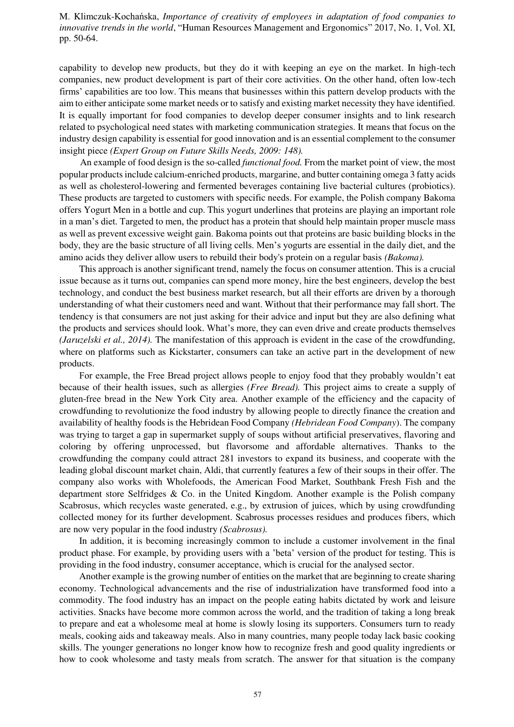capability to develop new products, but they do it with keeping an eye on the market. In high-tech companies, new product development is part of their core activities. On the other hand, often low-tech firms' capabilities are too low. This means that businesses within this pattern develop products with the aim to either anticipate some market needs or to satisfy and existing market necessity they have identified. It is equally important for food companies to develop deeper consumer insights and to link research related to psychological need states with marketing communication strategies. It means that focus on the industry design capability is essential for good innovation and is an essential complement to the consumer insight piece *(Expert Group on Future Skills Needs, 2009: 148).*

An example of food design is the so-called *functional food.* From the market point of view, the most popular products include calcium-enriched products, margarine, and butter containing omega 3 fatty acids as well as cholesterol-lowering and fermented beverages containing live bacterial cultures (probiotics). These products are targeted to customers with specific needs. For example, the Polish company Bakoma offers Yogurt Men in a bottle and cup. This yogurt underlines that proteins are playing an important role in a man's diet. Targeted to men, the product has a protein that should help maintain proper muscle mass as well as prevent excessive weight gain. Bakoma points out that proteins are basic building blocks in the body, they are the basic structure of all living cells. Men's yogurts are essential in the daily diet, and the amino acids they deliver allow users to rebuild their body's protein on a regular basis *(Bakoma).*

This approach is another significant trend, namely the focus on consumer attention. This is a crucial issue because as it turns out, companies can spend more money, hire the best engineers, develop the best technology, and conduct the best business market research, but all their efforts are driven by a thorough understanding of what their customers need and want. Without that their performance may fall short. The tendency is that consumers are not just asking for their advice and input but they are also defining what the products and services should look. What's more, they can even drive and create products themselves *(Jaruzelski et al., 2014).* The manifestation of this approach is evident in the case of the crowdfunding, where on platforms such as Kickstarter, consumers can take an active part in the development of new products.

For example, the Free Bread project allows people to enjoy food that they probably wouldn't eat because of their health issues, such as allergies *(Free Bread).* This project aims to create a supply of gluten-free bread in the New York City area. Another example of the efficiency and the capacity of crowdfunding to revolutionize the food industry by allowing people to directly finance the creation and availability of healthy foods is the Hebridean Food Company *(Hebridean Food Company*). The company was trying to target a gap in supermarket supply of soups without artificial preservatives, flavoring and coloring by offering unprocessed, but flavorsome and affordable alternatives. Thanks to the crowdfunding the company could attract 281 investors to expand its business, and cooperate with the leading global discount market chain, Aldi, that currently features a few of their soups in their offer. The company also works with Wholefoods, the American Food Market, Southbank Fresh Fish and the department store Selfridges & Co. in the United Kingdom. Another example is the Polish company Scabrosus, which recycles waste generated, e.g., by extrusion of juices, which by using crowdfunding collected money for its further development. Scabrosus processes residues and produces fibers, which are now very popular in the food industry *(Scabrosus).*

In addition, it is becoming increasingly common to include a customer involvement in the final product phase. For example, by providing users with a 'beta' version of the product for testing. This is providing in the food industry, consumer acceptance, which is crucial for the analysed sector.

Another example is the growing number of entities on the market that are beginning to create sharing economy. Technological advancements and the rise of industrialization have transformed food into a commodity. The food industry has an impact on the people eating habits dictated by work and leisure activities. Snacks have become more common across the world, and the tradition of taking a long break to prepare and eat a wholesome meal at home is slowly losing its supporters. Consumers turn to ready meals, cooking aids and takeaway meals. Also in many countries, many people today lack basic cooking skills. The younger generations no longer know how to recognize fresh and good quality ingredients or how to cook wholesome and tasty meals from scratch. The answer for that situation is the company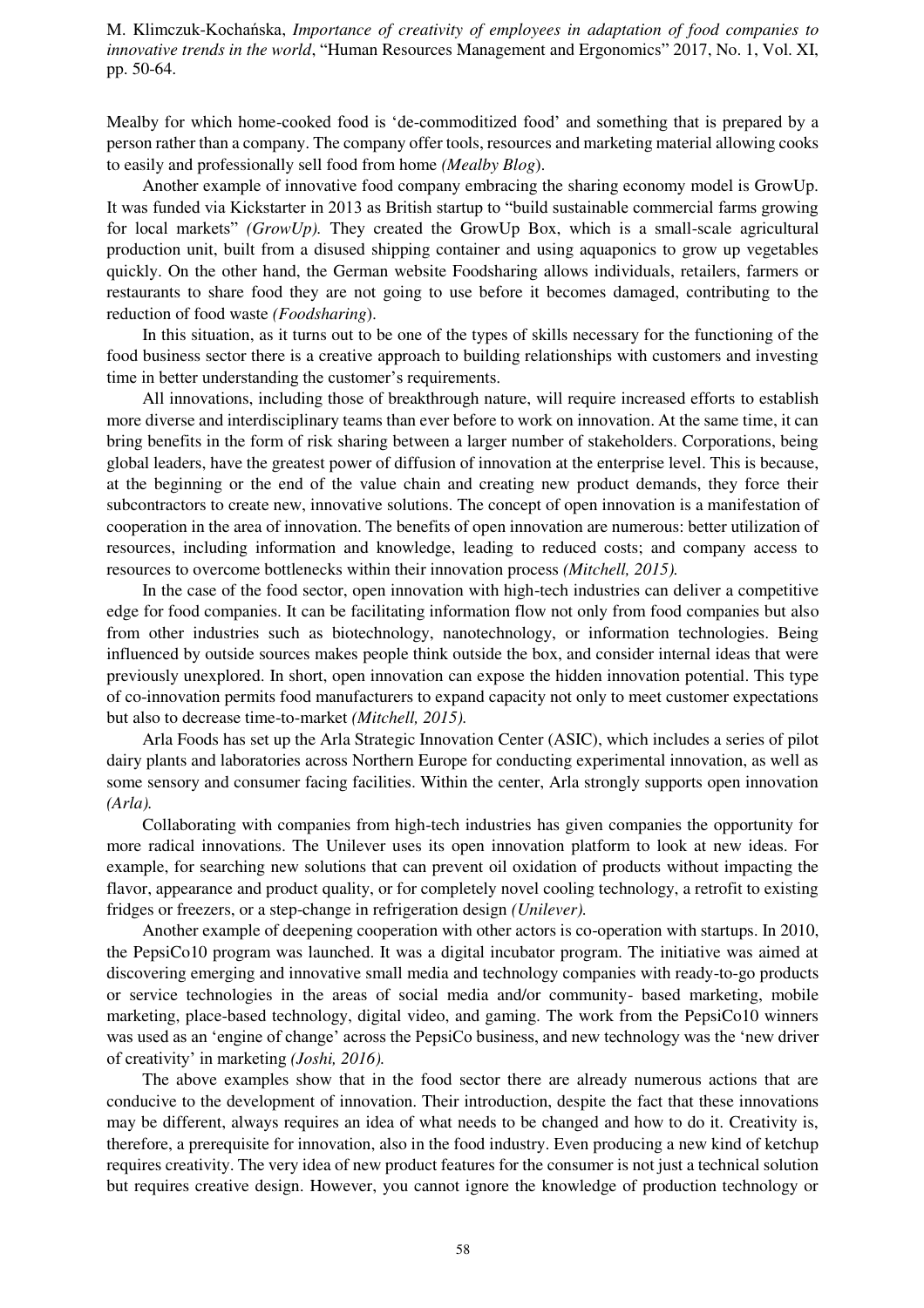Mealby for which home-cooked food is 'de-commoditized food' and something that is prepared by a person rather than a company. The company offer tools, resources and marketing material allowing cooks to easily and professionally sell food from home *(Mealby Blog*).

Another example of innovative food company embracing the sharing economy model is GrowUp. It was funded via Kickstarter in 2013 as British startup to "build sustainable commercial farms growing for local markets" *(GrowUp).* They created the GrowUp Box, which is a small-scale agricultural production unit, built from a disused shipping container and using aquaponics to grow up vegetables quickly. On the other hand, the German website Foodsharing allows individuals, retailers, farmers or restaurants to share food they are not going to use before it becomes damaged, contributing to the reduction of food waste *(Foodsharing*).

In this situation, as it turns out to be one of the types of skills necessary for the functioning of the food business sector there is a creative approach to building relationships with customers and investing time in better understanding the customer's requirements.

All innovations, including those of breakthrough nature, will require increased efforts to establish more diverse and interdisciplinary teams than ever before to work on innovation. At the same time, it can bring benefits in the form of risk sharing between a larger number of stakeholders. Corporations, being global leaders, have the greatest power of diffusion of innovation at the enterprise level. This is because, at the beginning or the end of the value chain and creating new product demands, they force their subcontractors to create new, innovative solutions. The concept of open innovation is a manifestation of cooperation in the area of innovation. The benefits of open innovation are numerous: better utilization of resources, including information and knowledge, leading to reduced costs; and company access to resources to overcome bottlenecks within their innovation process *(Mitchell, 2015).*

In the case of the food sector, open innovation with high-tech industries can deliver a competitive edge for food companies. It can be facilitating information flow not only from food companies but also from other industries such as biotechnology, nanotechnology, or information technologies. Being influenced by outside sources makes people think outside the box, and consider internal ideas that were previously unexplored. In short, open innovation can expose the hidden innovation potential. This type of co-innovation permits food manufacturers to expand capacity not only to meet customer expectations but also to decrease time-to-market *(Mitchell, 2015).*

Arla Foods has set up the Arla Strategic Innovation Center (ASIC), which includes a series of pilot dairy plants and laboratories across Northern Europe for conducting experimental innovation, as well as some sensory and consumer facing facilities. Within the center, Arla strongly supports open innovation *(Arla).*

Collaborating with companies from high-tech industries has given companies the opportunity for more radical innovations. The Unilever uses its open innovation platform to look at new ideas. For example, for searching new solutions that can prevent oil oxidation of products without impacting the flavor, appearance and product quality, or for completely novel cooling technology, a retrofit to existing fridges or freezers, or a step-change in refrigeration design *(Unilever).*

Another example of deepening cooperation with other actors is co-operation with startups. In 2010, the PepsiCo10 program was launched. It was a digital incubator program. The initiative was aimed at discovering emerging and innovative small media and technology companies with ready-to-go products or service technologies in the areas of social media and/or community- based marketing, mobile marketing, place-based technology, digital video, and gaming. The work from the PepsiCo10 winners was used as an 'engine of change' across the PepsiCo business, and new technology was the 'new driver of creativity' in marketing *(Joshi, 2016).*

The above examples show that in the food sector there are already numerous actions that are conducive to the development of innovation. Their introduction, despite the fact that these innovations may be different, always requires an idea of what needs to be changed and how to do it. Creativity is, therefore, a prerequisite for innovation, also in the food industry. Even producing a new kind of ketchup requires creativity. The very idea of new product features for the consumer is not just a technical solution but requires creative design. However, you cannot ignore the knowledge of production technology or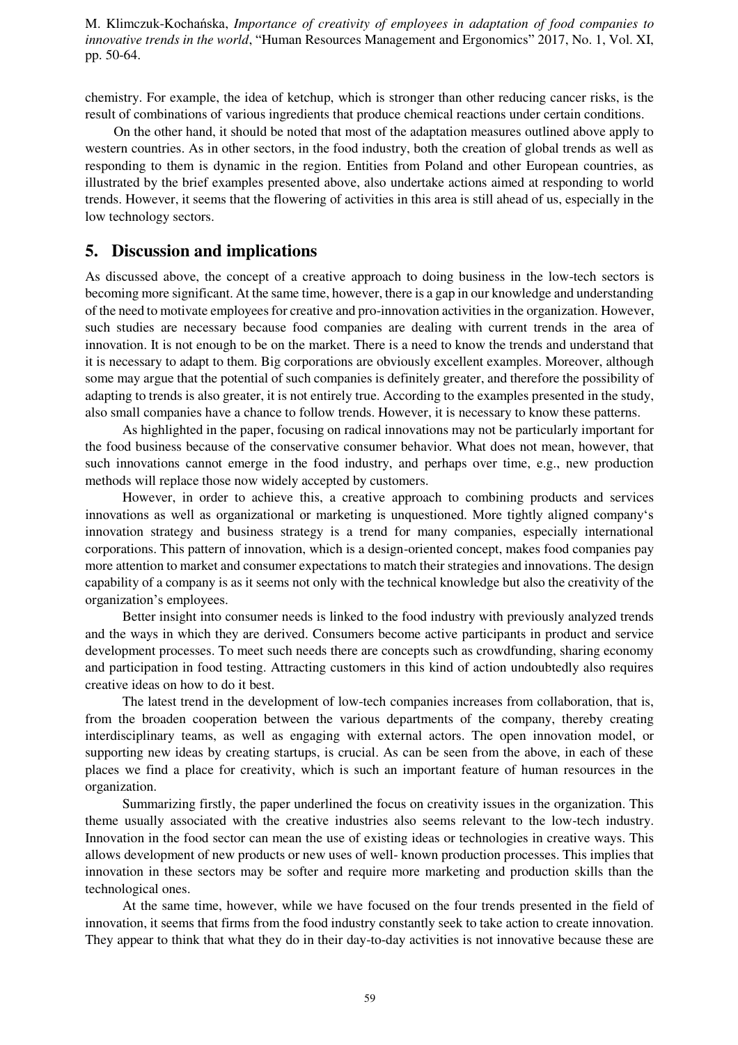chemistry. For example, the idea of ketchup, which is stronger than other reducing cancer risks, is the result of combinations of various ingredients that produce chemical reactions under certain conditions.

On the other hand, it should be noted that most of the adaptation measures outlined above apply to western countries. As in other sectors, in the food industry, both the creation of global trends as well as responding to them is dynamic in the region. Entities from Poland and other European countries, as illustrated by the brief examples presented above, also undertake actions aimed at responding to world trends. However, it seems that the flowering of activities in this area is still ahead of us, especially in the low technology sectors.

## 5. Discussion and implications

As discussed above, the concept of a creative approach to doing business in the low-tech sectors is becoming more significant. At the same time, however, there is a gap in our knowledge and understanding of the need to motivate employees for creative and pro-innovation activities in the organization. However, such studies are necessary because food companies are dealing with current trends in the area of innovation. It is not enough to be on the market. There is a need to know the trends and understand that it is necessary to adapt to them. Big corporations are obviously excellent examples. Moreover, although some may argue that the potential of such companies is definitely greater, and therefore the possibility of adapting to trends is also greater, it is not entirely true. According to the examples presented in the study, also small companies have a chance to follow trends. However, it is necessary to know these patterns.

As highlighted in the paper, focusing on radical innovations may not be particularly important for the food business because of the conservative consumer behavior. What does not mean, however, that such innovations cannot emerge in the food industry, and perhaps over time, e.g., new production methods will replace those now widely accepted by customers.

However, in order to achieve this, a creative approach to combining products and services innovations as well as organizational or marketing is unquestioned. More tightly aligned company's innovation strategy and business strategy is a trend for many companies, especially international corporations. This pattern of innovation, which is a design-oriented concept, makes food companies pay more attention to market and consumer expectations to match their strategies and innovations. The design capability of a company is as it seems not only with the technical knowledge but also the creativity of the organization's employees.

Better insight into consumer needs is linked to the food industry with previously analyzed trends and the ways in which they are derived. Consumers become active participants in product and service development processes. To meet such needs there are concepts such as crowdfunding, sharing economy and participation in food testing. Attracting customers in this kind of action undoubtedly also requires creative ideas on how to do it best.

The latest trend in the development of low-tech companies increases from collaboration, that is, from the broaden cooperation between the various departments of the company, thereby creating interdisciplinary teams, as well as engaging with external actors. The open innovation model, or supporting new ideas by creating startups, is crucial. As can be seen from the above, in each of these places we find a place for creativity, which is such an important feature of human resources in the organization.

Summarizing firstly, the paper underlined the focus on creativity issues in the organization. This theme usually associated with the creative industries also seems relevant to the low-tech industry. Innovation in the food sector can mean the use of existing ideas or technologies in creative ways. This allows development of new products or new uses of well- known production processes. This implies that innovation in these sectors may be softer and require more marketing and production skills than the technological ones.

At the same time, however, while we have focused on the four trends presented in the field of innovation, it seems that firms from the food industry constantly seek to take action to create innovation. They appear to think that what they do in their day-to-day activities is not innovative because these are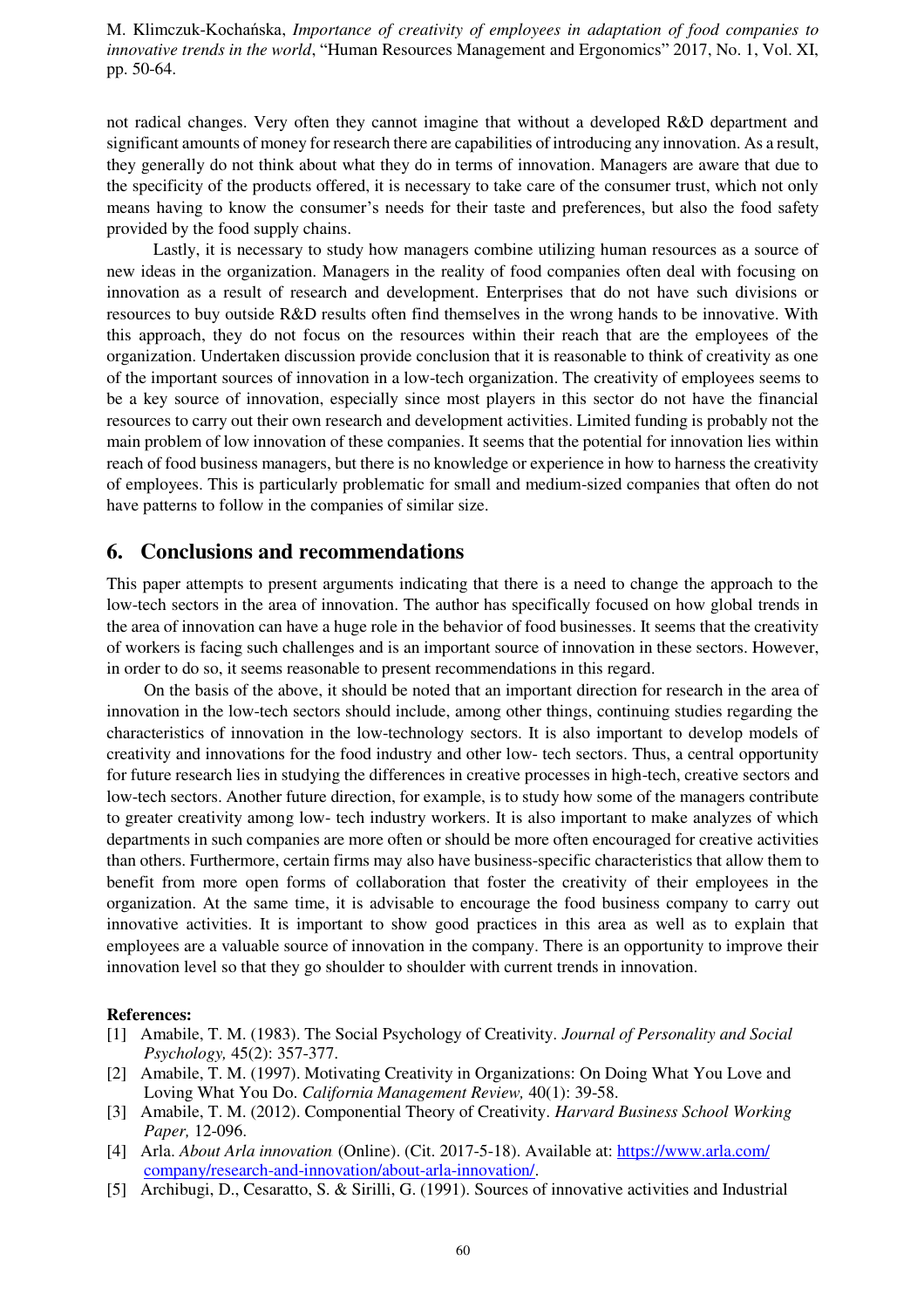not radical changes. Very often they cannot imagine that without a developed R&D department and significant amounts of money for research there are capabilities of introducing any innovation. As a result, they generally do not think about what they do in terms of innovation. Managers are aware that due to the specificity of the products offered, it is necessary to take care of the consumer trust, which not only means having to know the consumer's needs for their taste and preferences, but also the food safety provided by the food supply chains.

Lastly, it is necessary to study how managers combine utilizing human resources as a source of new ideas in the organization. Managers in the reality of food companies often deal with focusing on innovation as a result of research and development. Enterprises that do not have such divisions or resources to buy outside R&D results often find themselves in the wrong hands to be innovative. With this approach, they do not focus on the resources within their reach that are the employees of the organization. Undertaken discussion provide conclusion that it is reasonable to think of creativity as one of the important sources of innovation in a low-tech organization. The creativity of employees seems to be a key source of innovation, especially since most players in this sector do not have the financial resources to carry out their own research and development activities. Limited funding is probably not the main problem of low innovation of these companies. It seems that the potential for innovation lies within reach of food business managers, but there is no knowledge or experience in how to harness the creativity of employees. This is particularly problematic for small and medium-sized companies that often do not have patterns to follow in the companies of similar size.

## 6. Conclusions and recommendations

This paper attempts to present arguments indicating that there is a need to change the approach to the low-tech sectors in the area of innovation. The author has specifically focused on how global trends in the area of innovation can have a huge role in the behavior of food businesses. It seems that the creativity of workers is facing such challenges and is an important source of innovation in these sectors. However, in order to do so, it seems reasonable to present recommendations in this regard.

On the basis of the above, it should be noted that an important direction for research in the area of innovation in the low-tech sectors should include, among other things, continuing studies regarding the characteristics of innovation in the low-technology sectors. It is also important to develop models of creativity and innovations for the food industry and other low- tech sectors. Thus, a central opportunity for future research lies in studying the differences in creative processes in high-tech, creative sectors and low-tech sectors. Another future direction, for example, is to study how some of the managers contribute to greater creativity among low- tech industry workers. It is also important to make analyzes of which departments in such companies are more often or should be more often encouraged for creative activities than others. Furthermore, certain firms may also have business-specific characteristics that allow them to benefit from more open forms of collaboration that foster the creativity of their employees in the organization. At the same time, it is advisable to encourage the food business company to carry out innovative activities. It is important to show good practices in this area as well as to explain that employees are a valuable source of innovation in the company. There is an opportunity to improve their innovation level so that they go shoulder to shoulder with current trends in innovation.

**References:**

[1] Amabile, T. M. (1983). The Social Psychology of Creativity. *Journal of Personality and Social Psychology,* 45(2): 357-377.

[2] Amabile, T. M. (1997). Motivating Creativity in Organizations: On Doing What You Love and Loving What You Do. *California Management Review,* 40(1): 39-58.

[3] Amabile, T. M. (2012). Componential Theory of Creativity. *Harvard Business School Working Paper,* 12-096.

[4] Arla. *About Arla innovation* (Online). (Cit. 2017-5-18). Available at: https://www.arla.com/company/research-and-innovation/about-arla-innovation/.

[5] Archibugi, D., Cesaratto, S. & Sirilli, G. (1991). Sources of innovative activities and Industrial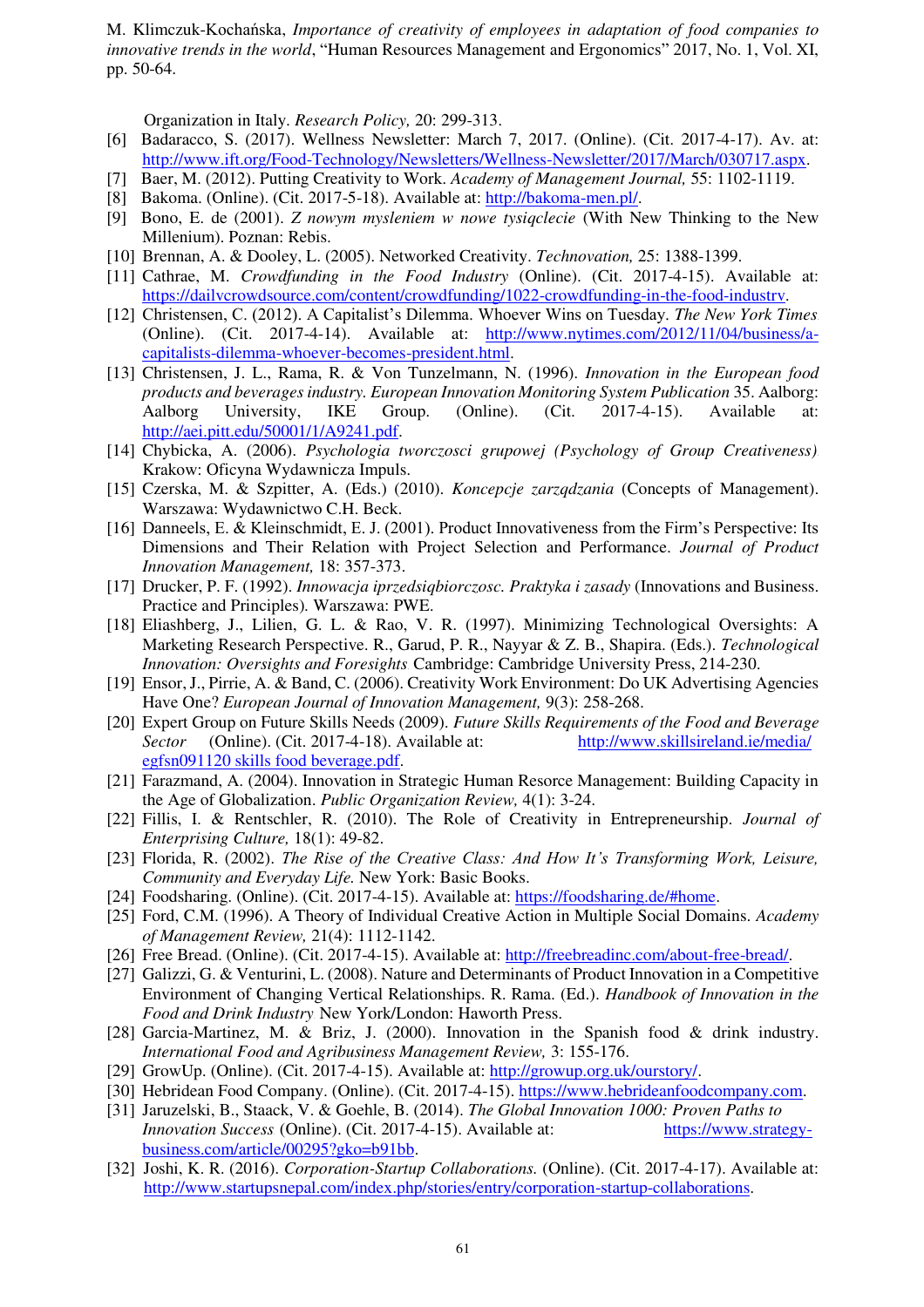Organization in Italy. *Research Policy,* 20: 299-313.

[6] Badaracco, S. (2017). Wellness Newsletter: March 7, 2017. (Online). (Cit. 2017-4-17). Av. at: http://www.ift.org/Food-Technology/Newsletters/Wellness-Newsletter/2017/March/030717.aspx.

[7] Baer, M. (2012). Putting Creativity to Work. *Academy of Management Journal,* 55: 1102-1119.

[8] Bakoma. (Online). (Cit. 2017-5-18). Available at: http://bakoma-men.pl/.

[9] Bono, E. de (2001). *Z nowym mysleniem w nowe tysiqclecie* (With New Thinking to the New Millenium). Poznan: Rebis.

[10] Brennan, A. & Dooley, L. (2005). Networked Creativity. *Technovation,* 25: 1388-1399.

[11] Cathrae, M. *Crowdfunding in the Food Industry* (Online). (Cit. 2017-4-15). Available at: https://dailycrowdsource.com/content/crowdfunding/1022-crowdfunding-in-the-food-industry.

[12] Christensen, C. (2012). A Capitalist's Dilemma. Whoever Wins on Tuesday. *The New York Times* (Online). (Cit. 2017-4-14). Available at: http://www.nytimes.com/2012/11/04/business/a-capitalists-dilemma-whoever-becomes-president.html.

[13] Christensen, J. L., Rama, R. & Von Tunzelmann, N. (1996). *Innovation in the European food products and beverages industry. European Innovation Monitoring System Publication* 35. Aalborg: Aalborg University, IKE Group. (Online). (Cit. 2017-4-15). Available at: http://aei.pitt.edu/50001/1/A9241.pdf.

[14] Chybicka, A. (2006). *Psychologia tworczosci grupowej (Psychology of Group Creativeness)* Krakow: Oficyna Wydawnicza Impuls.

[15] Czerska, M. & Szpitter, A. (Eds.) (2010). *Koncepcje zarządzania* (Concepts of Management). Warszawa: Wydawnictwo C.H. Beck.

[16] Danneels, E. & Kleinschmidt, E. J. (2001). Product Innovativeness from the Firm's Perspective: Its Dimensions and Their Relation with Project Selection and Performance. *Journal of Product Innovation Management,* 18: 357-373.

[17] Drucker, P. F. (1992). *Innowacja iprzedsiqbiorczosc. Praktyka i zasady* (Innovations and Business. Practice and Principles). Warszawa: PWE.

[18] Eliashberg, J., Lilien, G. L. & Rao, V. R. (1997). Minimizing Technological Oversights: A Marketing Research Perspective. R., Garud, P. R., Nayyar & Z. B., Shapira. (Eds.). *Technological Innovation: Oversights and Foresights* Cambridge: Cambridge University Press, 214-230.

[19] Ensor, J., Pirrie, A. & Band, C. (2006). Creativity Work Environment: Do UK Advertising Agencies Have One? *European Journal of Innovation Management,* 9(3): 258-268.

[20] Expert Group on Future Skills Needs (2009). *Future Skills Requirements of the Food and Beverage Sector* (Online). (Cit. 2017-4-18). Available at: http://www.skillsireland.ie/media/egfsn091120 skills food beverage.pdf.

[21] Farazmand, A. (2004). Innovation in Strategic Human Resource Management: Building Capacity in the Age of Globalization. *Public Organization Review,* 4(1): 3-24.

[22] Fillis, I. & Rentschler, R. (2010). The Role of Creativity in Entrepreneurship. *Journal of Enterprising Culture,* 18(1): 49-82.

[23] Florida, R. (2002). *The Rise of the Creative Class: And How It's Transforming Work, Leisure, Community and Everyday Life.* New York: Basic Books.

[24] Foodsharing. (Online). (Cit. 2017-4-15). Available at: https://foodsharing.de/#home.

[25] Ford, C.M. (1996). A Theory of Individual Creative Action in Multiple Social Domains. *Academy of Management Review,* 21(4): 1112-1142.

[26] Free Bread. (Online). (Cit. 2017-4-15). Available at: http://freebreadinc.com/about-free-bread/.

[27] Galizzi, G. & Venturini, L. (2008). Nature and Determinants of Product Innovation in a Competitive Environment of Changing Vertical Relationships. R. Rama. (Ed.). *Handbook of Innovation in the Food and Drink Industry* New York/London: Haworth Press.

[28] Garcia-Martinez, M. & Briz, J. (2000). Innovation in the Spanish food & drink industry. *International Food and Agribusiness Management Review,* 3: 155-176.

[29] GrowUp. (Online). (Cit. 2017-4-15). Available at: http://growup.org.uk/ourstory/.

[30] Hebridean Food Company. (Online). (Cit. 2017-4-15). https://www.hebrideanfoodcompany.com.

[31] Jaruzelski, B., Staack, V. & Goehle, B. (2014). *The Global Innovation 1000: Proven Paths to Innovation Success* (Online). (Cit. 2017-4-15). Available at: https://www.strategy-business.com/article/00295?gko=b91bb.

[32] Joshi, K. R. (2016). *Corporation-Startup Collaborations.* (Online). (Cit. 2017-4-17). Available at: http://www.startupsnepal.com/index.php/stories/entry/corporation-startup-collaborations.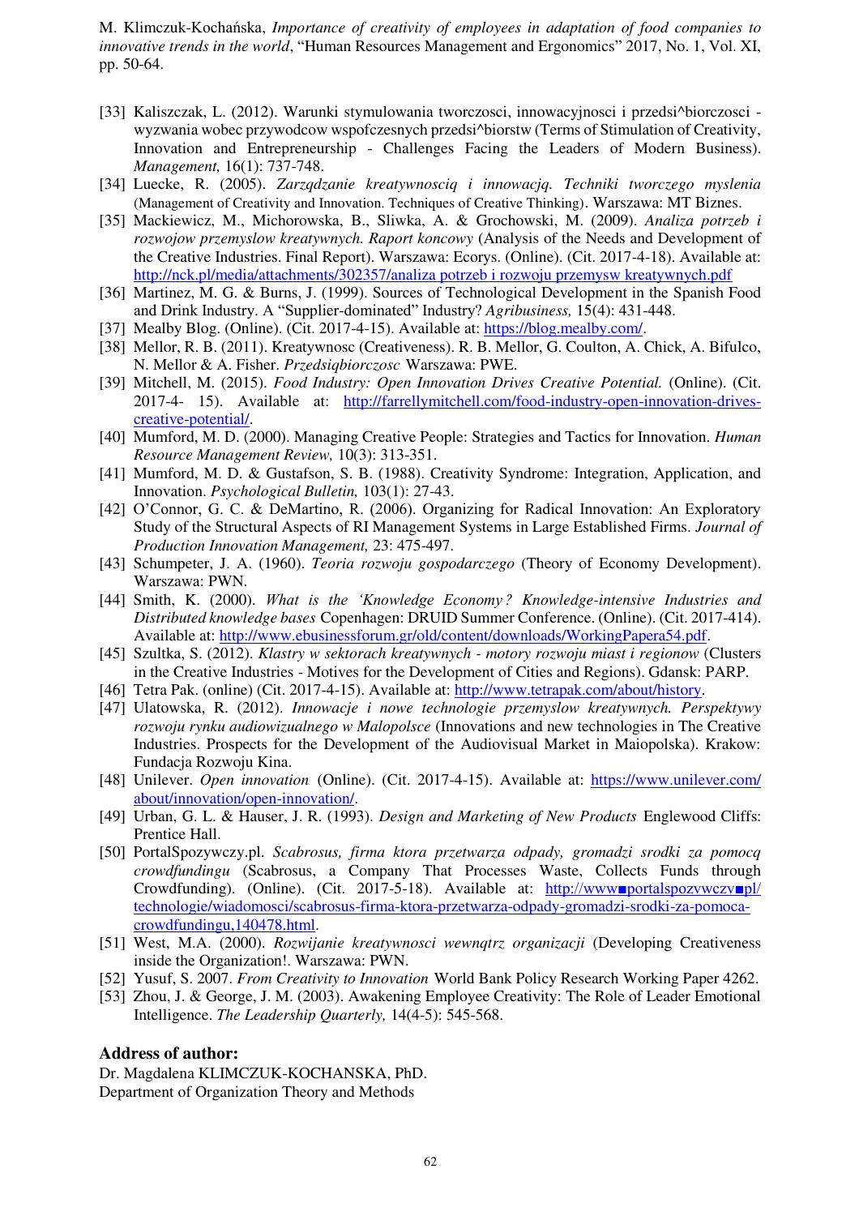[33] Kaliszczak, L. (2012). Warunki stymulowania tworczosci, innowacyjnosci i przedsi^biorczosci - wyzwania wobec przywodcow wspofczesnych przedsi^biorstw (Terms of Stimulation of Creativity, Innovation and Entrepreneurship - Challenges Facing the Leaders of Modern Business). *Management,* 16(1): 737-748.

[34] Luecke, R. (2005). *Zarzqdzanie kreatywnosciq i innowacjq. Techniki tworczego myslenia* (Management of Creativity and Innovation. Techniques of Creative Thinking). Warszawa: MT Biznes.

[35] Mackiewicz, M., Michorowska, B., Sliwka, A. & Grochowski, M. (2009). *Analiza potrzeb i rozwojow przemyslow kreatywnych. Raport koncowy* (Analysis of the Needs and Development of the Creative Industries. Final Report). Warszawa: Ecorys. (Online). (Cit. 2017-4-18). Available at: http://nck.pl/media/attachments/302357/analiza potrzeb i rozwoju przemysw kreatywnych.pdf

[36] Martinez, M. G. & Burns, J. (1999). Sources of Technological Development in the Spanish Food and Drink Industry. A "Supplier-dominated" Industry? *Agribusiness,* 15(4): 431-448.

[37] Mealby Blog. (Online). (Cit. 2017-4-15). Available at: https://blog.mealby.com/.

[38] Mellor, R. B. (2011). Kreatywnosc (Creativeness). R. B. Mellor, G. Coulton, A. Chick, A. Bifulco, N. Mellor & A. Fisher. *Przedsiqbiorczosc* Warszawa: PWE.

[39] Mitchell, M. (2015). *Food Industry: Open Innovation Drives Creative Potential.* (Online). (Cit. 2017-4- 15). Available at: http://farrellymitchell.com/food-industry-open-innovation-drives-creative-potential/.

[40] Mumford, M. D. (2000). Managing Creative People: Strategies and Tactics for Innovation. *Human Resource Management Review,* 10(3): 313-351.

[41] Mumford, M. D. & Gustafson, S. B. (1988). Creativity Syndrome: Integration, Application, and Innovation. *Psychological Bulletin,* 103(1): 27-43.

[42] O'Connor, G. C. & DeMartino, R. (2006). Organizing for Radical Innovation: An Exploratory Study of the Structural Aspects of RI Management Systems in Large Established Firms. *Journal of Production Innovation Management,* 23: 475-497.

[43] Schumpeter, J. A. (1960). *Teoria rozwoju gospodarczego* (Theory of Economy Development). Warszawa: PWN.

[44] Smith, K. (2000). *What is the 'Knowledge Economy? Knowledge-intensive Industries and Distributed knowledge bases* Copenhagen: DRUID Summer Conference. (Online). (Cit. 2017-414). Available at: http://www.ebusinessforum.gr/old/content/downloads/WorkingPapera54.pdf.

[45] Szultka, S. (2012). *Klastry w sektorach kreatywnych - motory rozwoju miast i regionow* (Clusters in the Creative Industries - Motives for the Development of Cities and Regions). Gdansk: PARP.

[46] Tetra Pak. (online) (Cit. 2017-4-15). Available at: http://www.tetrapak.com/about/history.

[47] Ulatowska, R. (2012). *Innowacje i nowe technologie przemyslow kreatywnych. Perspektywy rozwoju rynku audiowizualnego w Malopolsce* (Innovations and new technologies in The Creative Industries. Prospects for the Development of the Audiovisual Market in Maiopolska). Krakow: Fundacja Rozwoju Kina.

[48] Unilever. *Open innovation* (Online). (Cit. 2017-4-15). Available at: https://www.unilever.com/about/innovation/open-innovation/.

[49] Urban, G. L. & Hauser, J. R. (1993). *Design and Marketing of New Products* Englewood Cliffs: Prentice Hall.

[50] PortalSpozywczy.pl. *Scabrosus, firma ktora przetwarza odpady, gromadzi srodki za pomocq crowdfundingu* (Scabrosus, a Company That Processes Waste, Collects Funds through Crowdfunding). (Online). (Cit. 2017-5-18). Available at: http://www■portalspozvwczv■pl/technologie/wiadomosci/scabrosus-firma-ktora-przetwarza-odpady-gromadzi-srodki-za-pomoca-crowdfundingu,140478.html.

[51] West, M.A. (2000). *Rozwijanie kreatywnosci wewnqtrz organizacji* (Developing Creativeness inside the Organization!. Warszawa: PWN.

[52] Yusuf, S. 2007. *From Creativity to Innovation* World Bank Policy Research Working Paper 4262.

[53] Zhou, J. & George, J. M. (2003). Awakening Employee Creativity: The Role of Leader Emotional Intelligence. *The Leadership Quarterly,* 14(4-5): 545-568.

## Address of author:

Dr. Magdalena KLIMCZUK-KOCHANSKA, PhD.
Department of Organization Theory and Methods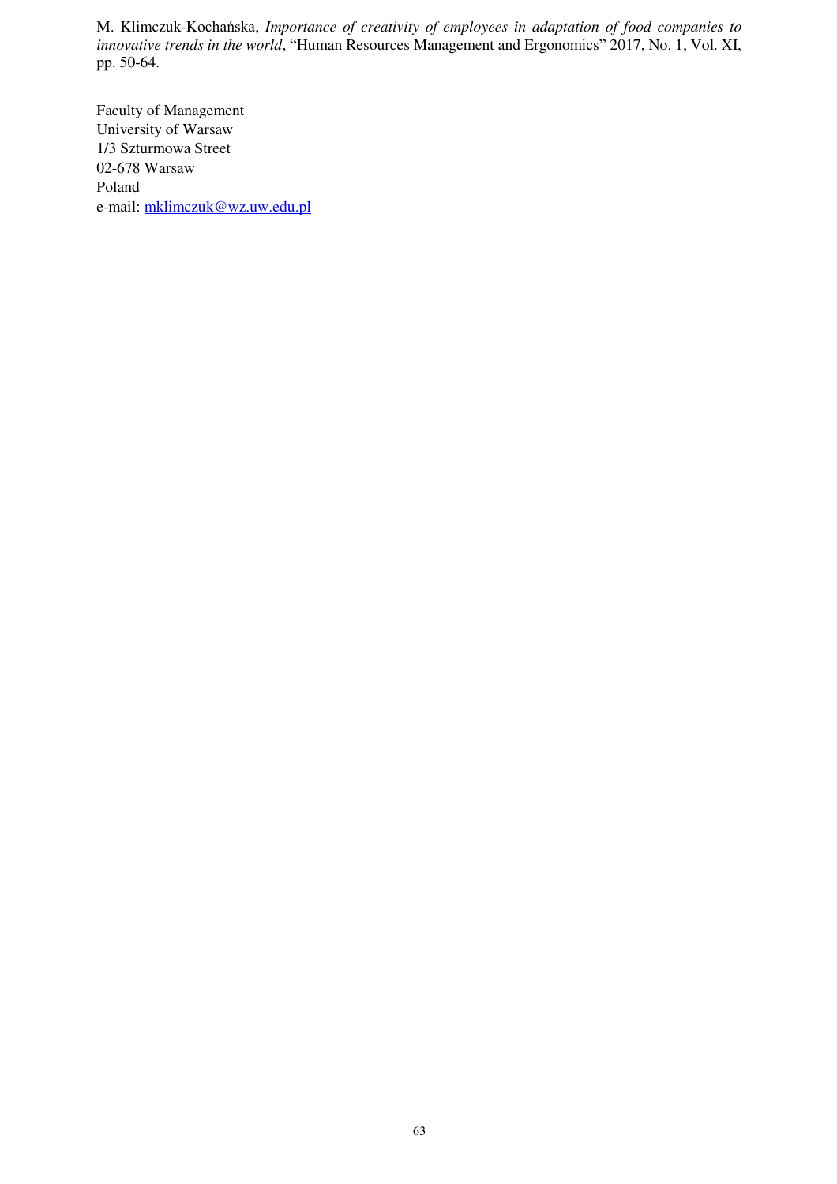M. Klimczuk-Kochańska, *Importance of creativity of employees in adaptation of food companies to innovative trends in the world*, "Human Resources Management and Ergonomics" 2017, No. 1, Vol. XI, pp. 50-64.

Faculty of Management
University of Warsaw
1/3 Szturmowa Street
02-678 Warsaw
Poland
e-mail: mklimczuk@wz.uw.edu.pl